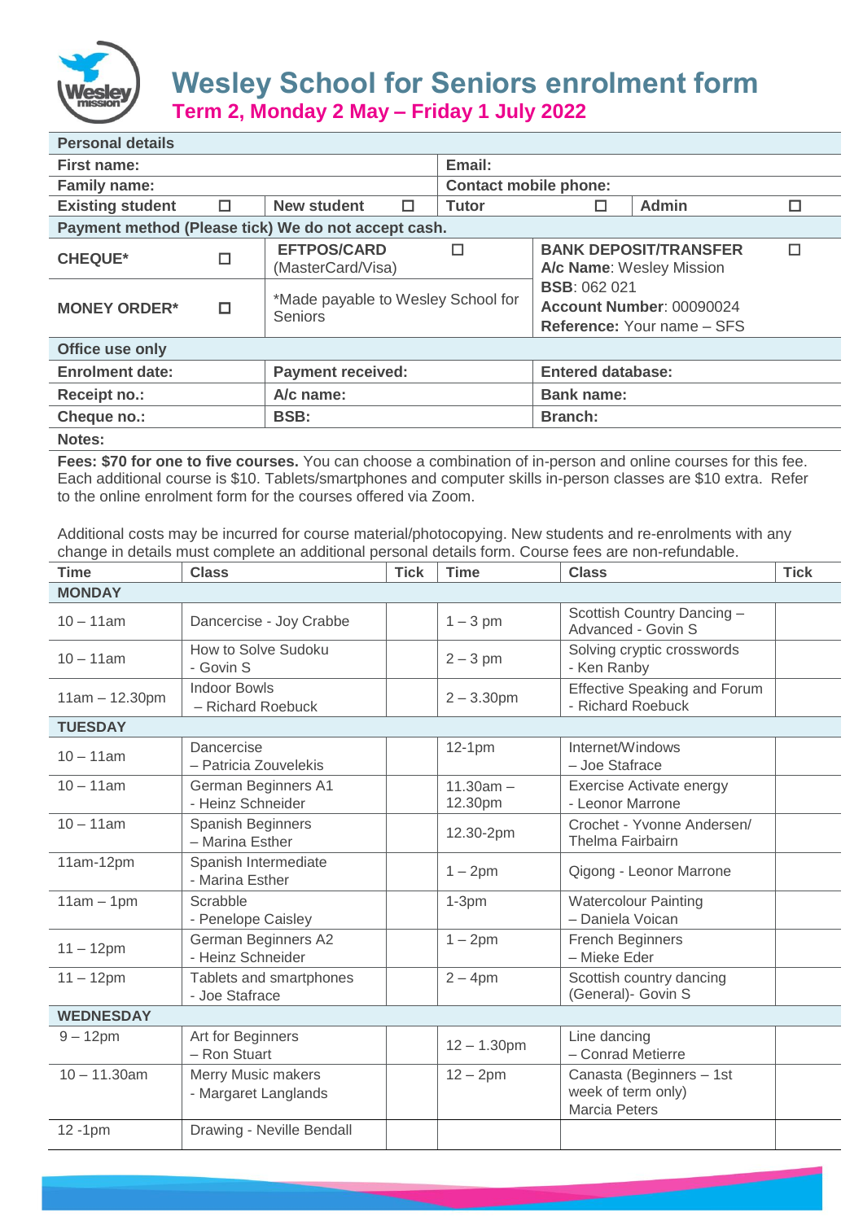# Wesley School for Seniors enrolment form

## Term 2, Monday 2 May – Friday 1 July 2022

| Personal details | | | | | |
|---|---|---|---|---|---|
| **First name:** | | | **Email:** | | |
| **Family name:** | | | **Contact mobile phone:** | | |
| **Existing student** | ☐ | **New student** ☐ | **Tutor** | ☐ | **Admin** ☐ |

| Payment method (Please tick) We do not accept cash. | | | |
|---|---|---|---|
| **CHEQUE*** | ☐ | **EFTPOS/CARD** (MasterCard/Visa) ☐ | **BANK DEPOSIT/TRANSFER** ☐ **A/c Name**: Wesley Mission **BSB**: 062 021 **Account Number**: 00090024 **Reference:** Your name – SFS |
| **MONEY ORDER*** | ☐ | *Made payable to Wesley School for Seniors | |

| Office use only | | |
|---|---|---|
| **Enrolment date:** | **Payment received:** | **Entered database:** |
| **Receipt no.:** | **A/c name:** | **Bank name:** |
| **Cheque no.:** | **BSB:** | **Branch:** |

**Notes:**

**Fees: $70 for one to five courses.** You can choose a combination of in-person and online courses for this fee. Each additional course is $10. Tablets/smartphones and computer skills in-person classes are $10 extra. Refer to the online enrolment form for the courses offered via Zoom.

Additional costs may be incurred for course material/photocopying. New students and re-enrolments with any change in details must complete an additional personal details form. Course fees are non-refundable.

| Time | Class | Tick | Time | Class | Tick |
|---|---|---|---|---|---|
| **MONDAY** | | | | | |
| 10 – 11am | Dancercise - Joy Crabbe | | 1 – 3 pm | Scottish Country Dancing – Advanced - Govin S | |
| 10 – 11am | How to Solve Sudoku - Govin S | | 2 – 3 pm | Solving cryptic crosswords - Ken Ranby | |
| 11am – 12.30pm | Indoor Bowls – Richard Roebuck | | 2 – 3.30pm | Effective Speaking and Forum - Richard Roebuck | |
| **TUESDAY** | | | | | |
| 10 – 11am | Dancercise – Patricia Zouvelekis | | 12-1pm | Internet/Windows – Joe Stafrace | |
| 10 – 11am | German Beginners A1 - Heinz Schneider | | 11.30am – 12.30pm | Exercise Activate energy - Leonor Marrone | |
| 10 – 11am | Spanish Beginners – Marina Esther | | 12.30-2pm | Crochet - Yvonne Andersen/ Thelma Fairbairn | |
| 11am-12pm | Spanish Intermediate - Marina Esther | | 1 – 2pm | Qigong - Leonor Marrone | |
| 11am – 1pm | Scrabble - Penelope Caisley | | 1-3pm | Watercolour Painting – Daniela Voican | |
| 11 – 12pm | German Beginners A2 - Heinz Schneider | | 1 – 2pm | French Beginners – Mieke Eder | |
| 11 – 12pm | Tablets and smartphones - Joe Stafrace | | 2 – 4pm | Scottish country dancing (General)- Govin S | |
| **WEDNESDAY** | | | | | |
| 9 – 12pm | Art for Beginners – Ron Stuart | | 12 – 1.30pm | Line dancing – Conrad Metierre | |
| 10 – 11.30am | Merry Music makers - Margaret Langlands | | 12 – 2pm | Canasta (Beginners – 1st week of term only) Marcia Peters | |
| 12 -1pm | Drawing - Neville Bendall | | | | |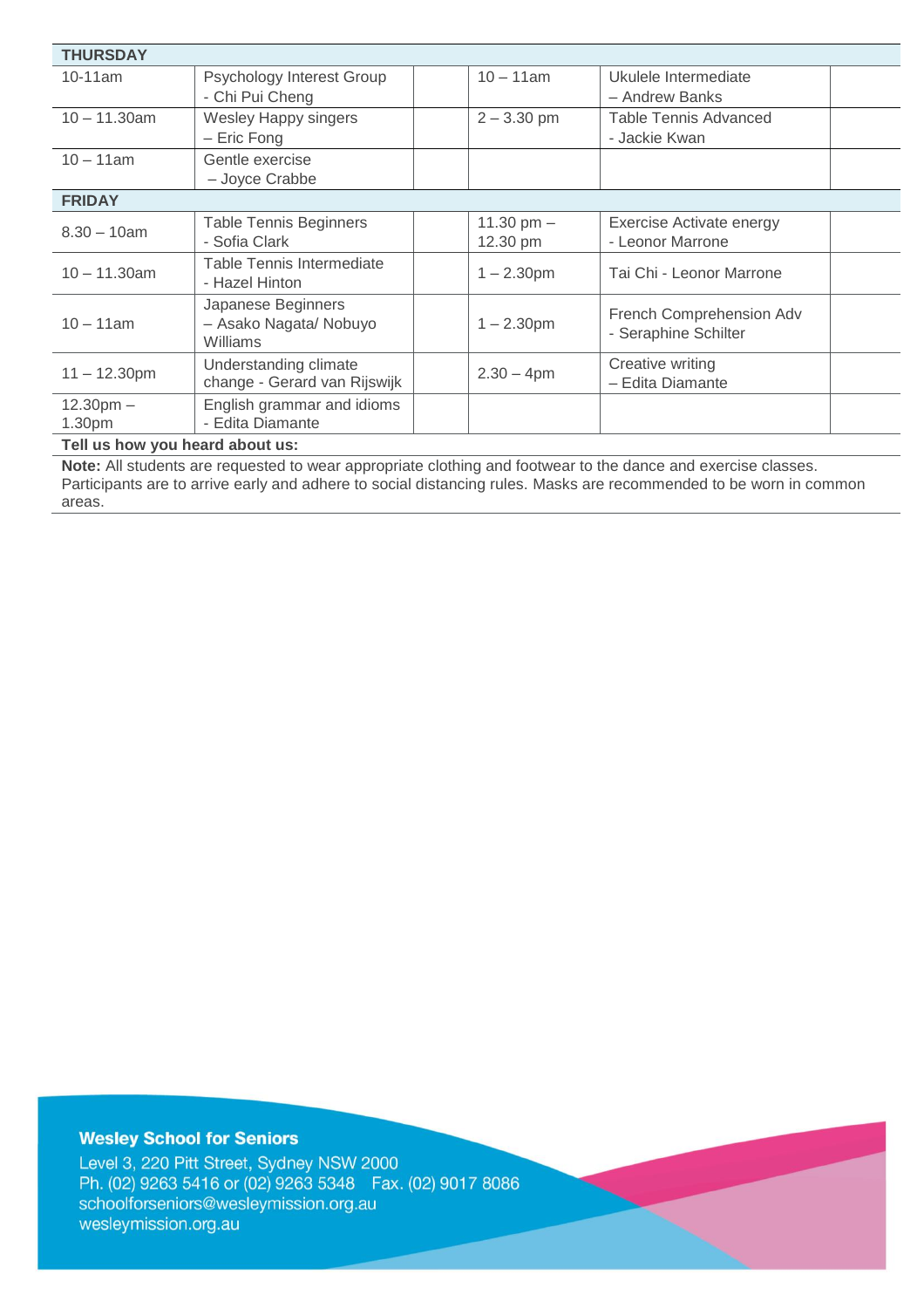| | | | | | |
|---|---|---|---|---|---|
| **THURSDAY** | | | | | |
| 10-11am | Psychology Interest Group - Chi Pui Cheng | | 10 – 11am | Ukulele Intermediate – Andrew Banks | |
| 10 – 11.30am | Wesley Happy singers – Eric Fong | | 2 – 3.30 pm | Table Tennis Advanced - Jackie Kwan | |
| 10 – 11am | Gentle exercise – Joyce Crabbe | | | | |
| **FRIDAY** | | | | | |
| 8.30 – 10am | Table Tennis Beginners - Sofia Clark | | 11.30 pm – 12.30 pm | Exercise Activate energy - Leonor Marrone | |
| 10 – 11.30am | Table Tennis Intermediate - Hazel Hinton | | 1 – 2.30pm | Tai Chi - Leonor Marrone | |
| 10 – 11am | Japanese Beginners – Asako Nagata/ Nobuyo Williams | | 1 – 2.30pm | French Comprehension Adv - Seraphine Schilter | |
| 11 – 12.30pm | Understanding climate change - Gerard van Rijswijk | | 2.30 – 4pm | Creative writing – Edita Diamante | |
| 12.30pm – 1.30pm | English grammar and idioms - Edita Diamante | | | | |

**Tell us how you heard about us:**

**Note:** All students are requested to wear appropriate clothing and footwear to the dance and exercise classes. Participants are to arrive early and adhere to social distancing rules. Masks are recommended to be worn in common areas.

**Wesley School for Seniors**
Level 3, 220 Pitt Street, Sydney NSW 2000
Ph. (02) 9263 5416 or (02) 9263 5348 Fax. (02) 9017 8086
schoolforseniors@wesleymission.org.au
wesleymission.org.au